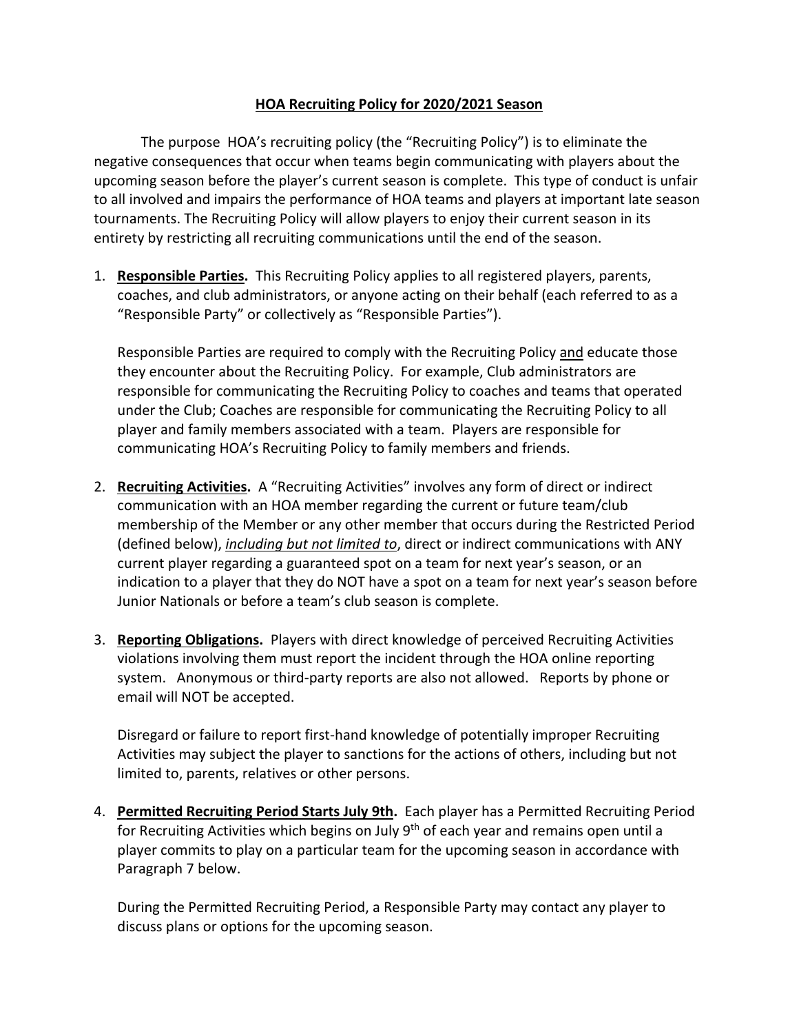**HOA Recruiting Policy for 2020/2021 Season**

The purpose HOA's recruiting policy (the "Recruiting Policy") is to eliminate the negative consequences that occur when teams begin communicating with players about the upcoming season before the player's current season is complete. This type of conduct is unfair to all involved and impairs the performance of HOA teams and players at important late season tournaments. The Recruiting Policy will allow players to enjoy their current season in its entirety by restricting all recruiting communications until the end of the season.

1. **Responsible Parties.** This Recruiting Policy applies to all registered players, parents, coaches, and club administrators, or anyone acting on their behalf (each referred to as a "Responsible Party" or collectively as "Responsible Parties").

   Responsible Parties are required to comply with the Recruiting Policy and educate those they encounter about the Recruiting Policy. For example, Club administrators are responsible for communicating the Recruiting Policy to coaches and teams that operated under the Club; Coaches are responsible for communicating the Recruiting Policy to all player and family members associated with a team. Players are responsible for communicating HOA's Recruiting Policy to family members and friends.

2. **Recruiting Activities.** A "Recruiting Activities" involves any form of direct or indirect communication with an HOA member regarding the current or future team/club membership of the Member or any other member that occurs during the Restricted Period (defined below), *including but not limited to*, direct or indirect communications with ANY current player regarding a guaranteed spot on a team for next year's season, or an indication to a player that they do NOT have a spot on a team for next year's season before Junior Nationals or before a team's club season is complete.

3. **Reporting Obligations.** Players with direct knowledge of perceived Recruiting Activities violations involving them must report the incident through the HOA online reporting system. Anonymous or third-party reports are also not allowed. Reports by phone or email will NOT be accepted.

   Disregard or failure to report first-hand knowledge of potentially improper Recruiting Activities may subject the player to sanctions for the actions of others, including but not limited to, parents, relatives or other persons.

4. **Permitted Recruiting Period Starts July 9th.** Each player has a Permitted Recruiting Period for Recruiting Activities which begins on July 9th of each year and remains open until a player commits to play on a particular team for the upcoming season in accordance with Paragraph 7 below.

   During the Permitted Recruiting Period, a Responsible Party may contact any player to discuss plans or options for the upcoming season.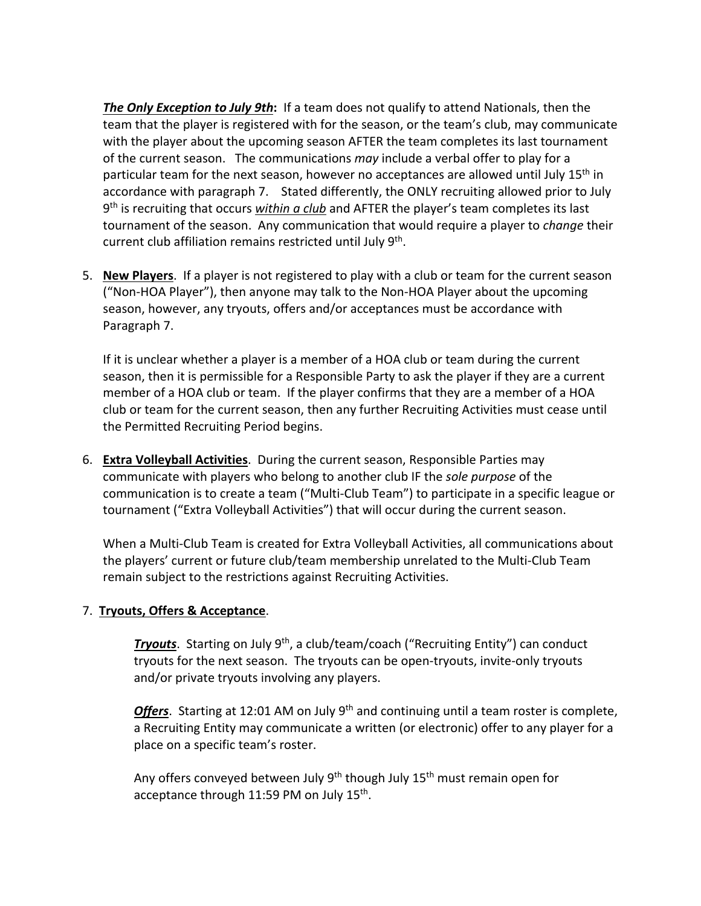***The Only Exception to July 9th*:** If a team does not qualify to attend Nationals, then the team that the player is registered with for the season, or the team's club, may communicate with the player about the upcoming season AFTER the team completes its last tournament of the current season. The communications *may* include a verbal offer to play for a particular team for the next season, however no acceptances are allowed until July 15th in accordance with paragraph 7. Stated differently, the ONLY recruiting allowed prior to July 9th is recruiting that occurs ***within a club*** and AFTER the player's team completes its last tournament of the season. Any communication that would require a player to *change* their current club affiliation remains restricted until July 9th.

5. **New Players**. If a player is not registered to play with a club or team for the current season ("Non-HOA Player"), then anyone may talk to the Non-HOA Player about the upcoming season, however, any tryouts, offers and/or acceptances must be accordance with Paragraph 7.

   If it is unclear whether a player is a member of a HOA club or team during the current season, then it is permissible for a Responsible Party to ask the player if they are a current member of a HOA club or team. If the player confirms that they are a member of a HOA club or team for the current season, then any further Recruiting Activities must cease until the Permitted Recruiting Period begins.

6. **Extra Volleyball Activities**. During the current season, Responsible Parties may communicate with players who belong to another club IF the *sole purpose* of the communication is to create a team ("Multi-Club Team") to participate in a specific league or tournament ("Extra Volleyball Activities") that will occur during the current season.

   When a Multi-Club Team is created for Extra Volleyball Activities, all communications about the players' current or future club/team membership unrelated to the Multi-Club Team remain subject to the restrictions against Recruiting Activities.

7. **Tryouts, Offers & Acceptance**.

   ***Tryouts***. Starting on July 9th, a club/team/coach ("Recruiting Entity") can conduct tryouts for the next season. The tryouts can be open-tryouts, invite-only tryouts and/or private tryouts involving any players.

   ***Offers***. Starting at 12:01 AM on July 9th and continuing until a team roster is complete, a Recruiting Entity may communicate a written (or electronic) offer to any player for a place on a specific team's roster.

   Any offers conveyed between July 9th though July 15th must remain open for acceptance through 11:59 PM on July 15th.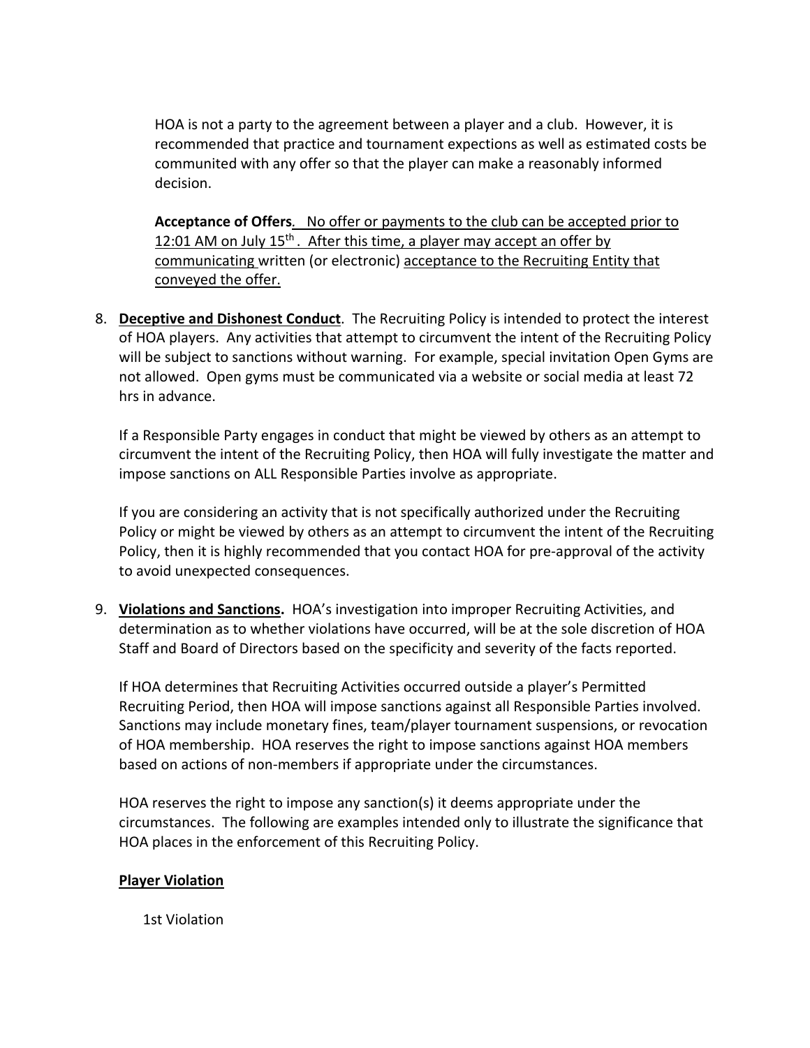HOA is not a party to the agreement between a player and a club. However, it is recommended that practice and tournament expections as well as estimated costs be communited with any offer so that the player can make a reasonably informed decision.

**Acceptance of Offers**. No offer or payments to the club can be accepted prior to 12:01 AM on July 15th. After this time, a player may accept an offer by communicating written (or electronic) acceptance to the Recruiting Entity that conveyed the offer.

8. **Deceptive and Dishonest Conduct**. The Recruiting Policy is intended to protect the interest of HOA players. Any activities that attempt to circumvent the intent of the Recruiting Policy will be subject to sanctions without warning. For example, special invitation Open Gyms are not allowed. Open gyms must be communicated via a website or social media at least 72 hrs in advance.

   If a Responsible Party engages in conduct that might be viewed by others as an attempt to circumvent the intent of the Recruiting Policy, then HOA will fully investigate the matter and impose sanctions on ALL Responsible Parties involve as appropriate.

   If you are considering an activity that is not specifically authorized under the Recruiting Policy or might be viewed by others as an attempt to circumvent the intent of the Recruiting Policy, then it is highly recommended that you contact HOA for pre-approval of the activity to avoid unexpected consequences.

9. **Violations and Sanctions.** HOA's investigation into improper Recruiting Activities, and determination as to whether violations have occurred, will be at the sole discretion of HOA Staff and Board of Directors based on the specificity and severity of the facts reported.

   If HOA determines that Recruiting Activities occurred outside a player's Permitted Recruiting Period, then HOA will impose sanctions against all Responsible Parties involved. Sanctions may include monetary fines, team/player tournament suspensions, or revocation of HOA membership. HOA reserves the right to impose sanctions against HOA members based on actions of non-members if appropriate under the circumstances.

   HOA reserves the right to impose any sanction(s) it deems appropriate under the circumstances. The following are examples intended only to illustrate the significance that HOA places in the enforcement of this Recruiting Policy.

   **Player Violation**

   1st Violation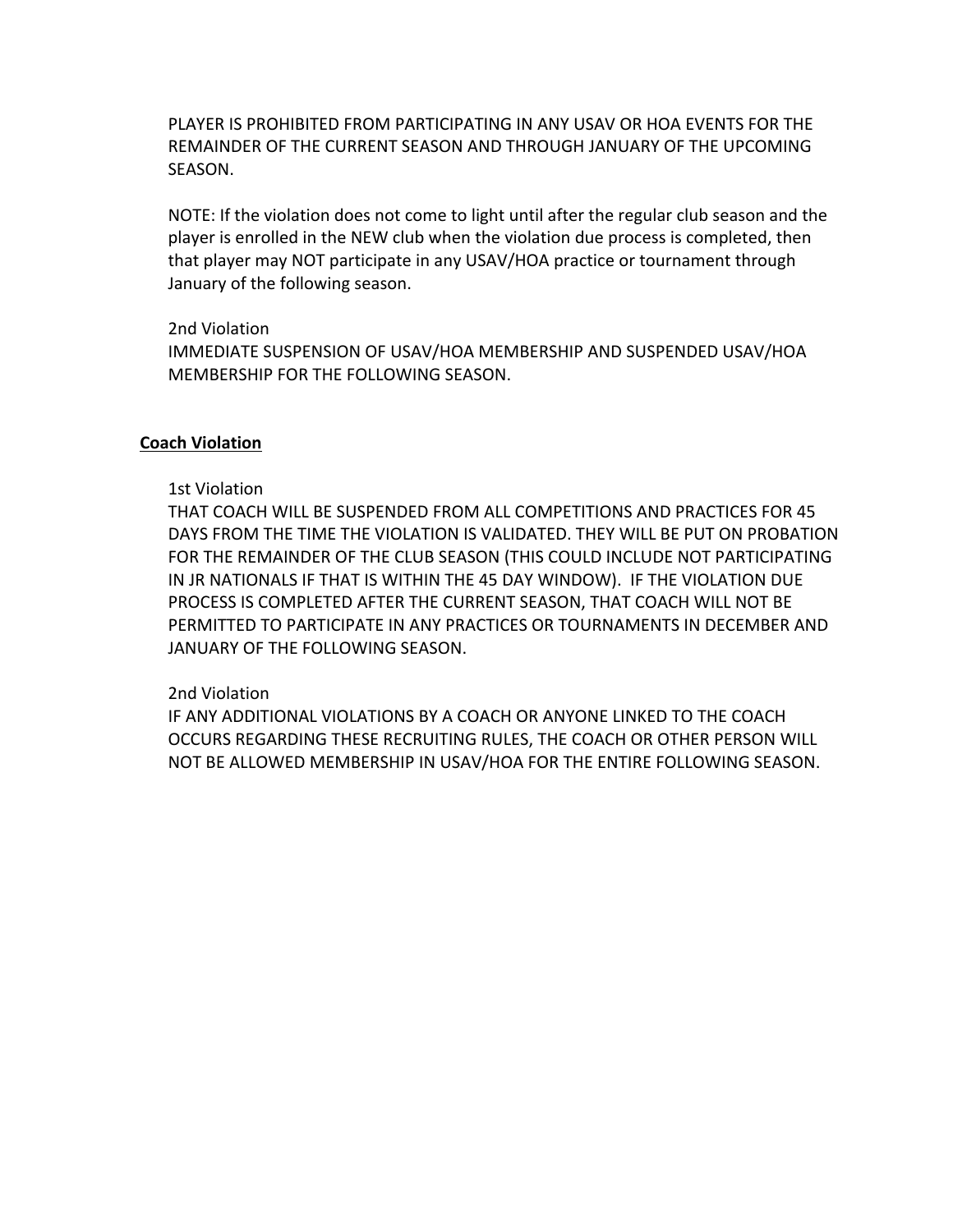PLAYER IS PROHIBITED FROM PARTICIPATING IN ANY USAV OR HOA EVENTS FOR THE REMAINDER OF THE CURRENT SEASON AND THROUGH JANUARY OF THE UPCOMING SEASON.

NOTE: If the violation does not come to light until after the regular club season and the player is enrolled in the NEW club when the violation due process is completed, then that player may NOT participate in any USAV/HOA practice or tournament through January of the following season.

2nd Violation
IMMEDIATE SUSPENSION OF USAV/HOA MEMBERSHIP AND SUSPENDED USAV/HOA MEMBERSHIP FOR THE FOLLOWING SEASON.

**Coach Violation**

1st Violation
THAT COACH WILL BE SUSPENDED FROM ALL COMPETITIONS AND PRACTICES FOR 45 DAYS FROM THE TIME THE VIOLATION IS VALIDATED. THEY WILL BE PUT ON PROBATION FOR THE REMAINDER OF THE CLUB SEASON (THIS COULD INCLUDE NOT PARTICIPATING IN JR NATIONALS IF THAT IS WITHIN THE 45 DAY WINDOW). IF THE VIOLATION DUE PROCESS IS COMPLETED AFTER THE CURRENT SEASON, THAT COACH WILL NOT BE PERMITTED TO PARTICIPATE IN ANY PRACTICES OR TOURNAMENTS IN DECEMBER AND JANUARY OF THE FOLLOWING SEASON.

2nd Violation
IF ANY ADDITIONAL VIOLATIONS BY A COACH OR ANYONE LINKED TO THE COACH OCCURS REGARDING THESE RECRUITING RULES, THE COACH OR OTHER PERSON WILL NOT BE ALLOWED MEMBERSHIP IN USAV/HOA FOR THE ENTIRE FOLLOWING SEASON.